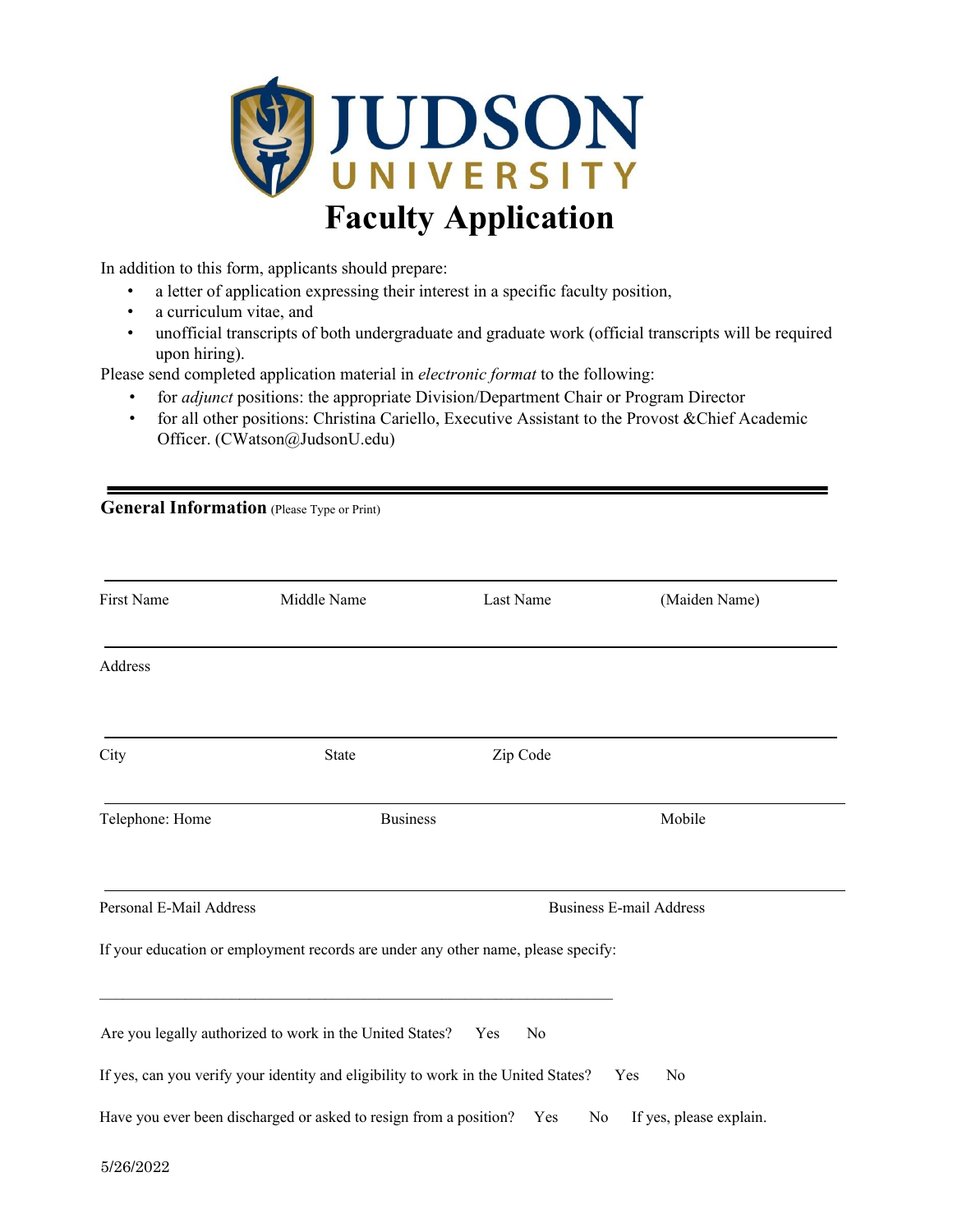# JUDSON UNIVERSITY

# Faculty Application

In addition to this form, applicants should prepare:

- a letter of application expressing their interest in a specific faculty position,
- a curriculum vitae, and
- unofficial transcripts of both undergraduate and graduate work (official transcripts will be required upon hiring).

Please send completed application material in *electronic format* to the following:

- for *adjunct* positions: the appropriate Division/Department Chair or Program Director
- for all other positions: Christina Cariello, Executive Assistant to the Provost &Chief Academic Officer. (CWatson@JudsonU.edu)

---

## General Information (Please Type or Print)

First Name Middle Name Last Name (Maiden Name)

Address

City State Zip Code

Telephone: Home Business Mobile

Personal E-Mail Address Business E-mail Address

If your education or employment records are under any other name, please specify:

______________________________________________________________

Are you legally authorized to work in the United States? Yes No

If yes, can you verify your identity and eligibility to work in the United States? Yes No

Have you ever been discharged or asked to resign from a position? Yes No If yes, please explain.

5/26/2022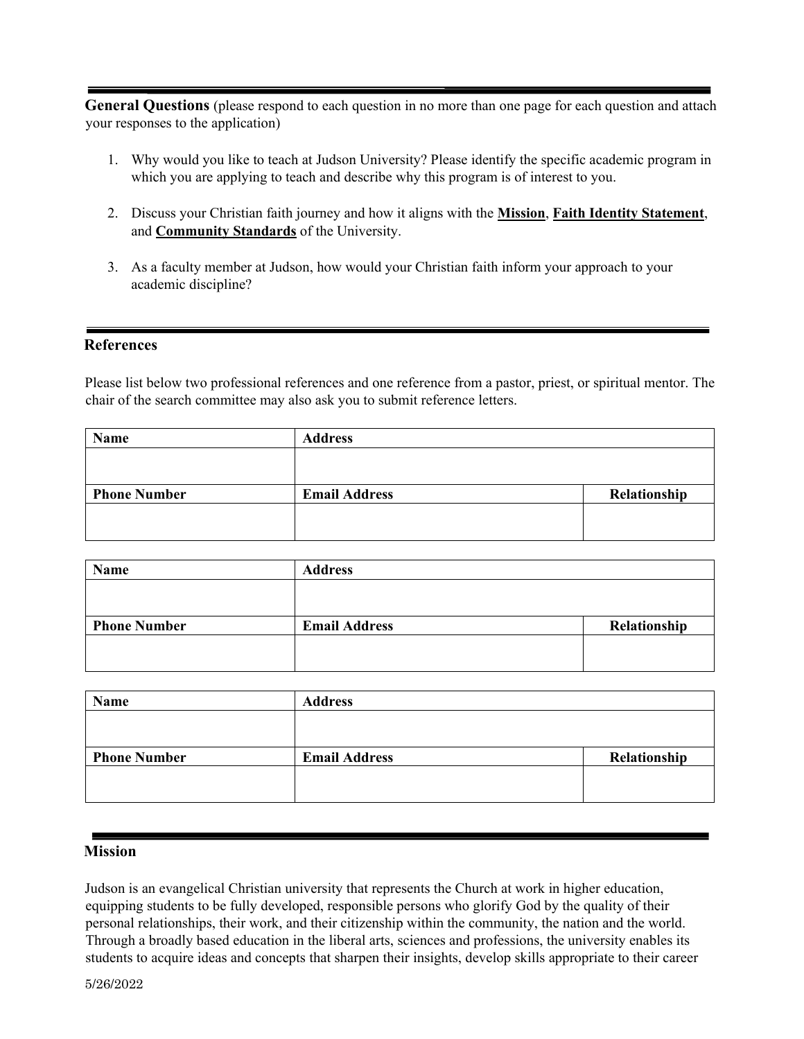## General Questions

**General Questions** (please respond to each question in no more than one page for each question and attach your responses to the application)

1. Why would you like to teach at Judson University? Please identify the specific academic program in which you are applying to teach and describe why this program is of interest to you.

2. Discuss your Christian faith journey and how it aligns with the **Mission**, **Faith Identity Statement**, and **Community Standards** of the University.

3. As a faculty member at Judson, how would your Christian faith inform your approach to your academic discipline?

## References

Please list below two professional references and one reference from a pastor, priest, or spiritual mentor. The chair of the search committee may also ask you to submit reference letters.

| Name | Address | |
|---|---|---|
| | | |
| **Phone Number** | **Email Address** | **Relationship** |
| | | |

| Name | Address | |
|---|---|---|
| | | |
| **Phone Number** | **Email Address** | **Relationship** |
| | | |

| Name | Address | |
|---|---|---|
| | | |
| **Phone Number** | **Email Address** | **Relationship** |
| | | |

## Mission

Judson is an evangelical Christian university that represents the Church at work in higher education, equipping students to be fully developed, responsible persons who glorify God by the quality of their personal relationships, their work, and their citizenship within the community, the nation and the world. Through a broadly based education in the liberal arts, sciences and professions, the university enables its students to acquire ideas and concepts that sharpen their insights, develop skills appropriate to their career

5/26/2022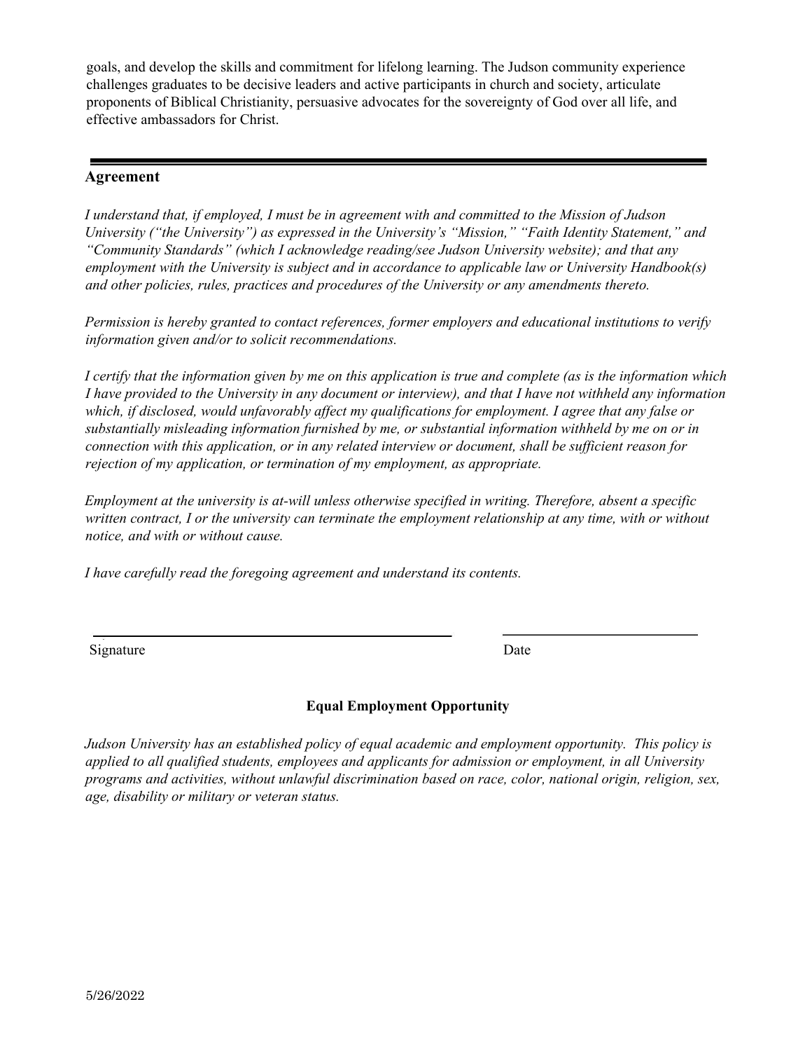goals, and develop the skills and commitment for lifelong learning. The Judson community experience challenges graduates to be decisive leaders and active participants in church and society, articulate proponents of Biblical Christianity, persuasive advocates for the sovereignty of God over all life, and effective ambassadors for Christ.

---

## Agreement

*I understand that, if employed, I must be in agreement with and committed to the Mission of Judson University ("the University") as expressed in the University's "Mission," "Faith Identity Statement," and "Community Standards" (which I acknowledge reading/see Judson University website); and that any employment with the University is subject and in accordance to applicable law or University Handbook(s) and other policies, rules, practices and procedures of the University or any amendments thereto.*

*Permission is hereby granted to contact references, former employers and educational institutions to verify information given and/or to solicit recommendations.*

*I certify that the information given by me on this application is true and complete (as is the information which I have provided to the University in any document or interview), and that I have not withheld any information which, if disclosed, would unfavorably affect my qualifications for employment. I agree that any false or substantially misleading information furnished by me, or substantial information withheld by me on or in connection with this application, or in any related interview or document, shall be sufficient reason for rejection of my application, or termination of my employment, as appropriate.*

*Employment at the university is at-will unless otherwise specified in writing. Therefore, absent a specific written contract, I or the university can terminate the employment relationship at any time, with or without notice, and with or without cause.*

*I have carefully read the foregoing agreement and understand its contents.*

______________________________ ______________________

Signature Date

**Equal Employment Opportunity**

*Judson University has an established policy of equal academic and employment opportunity. This policy is applied to all qualified students, employees and applicants for admission or employment, in all University programs and activities, without unlawful discrimination based on race, color, national origin, religion, sex, age, disability or military or veteran status.*

5/26/2022